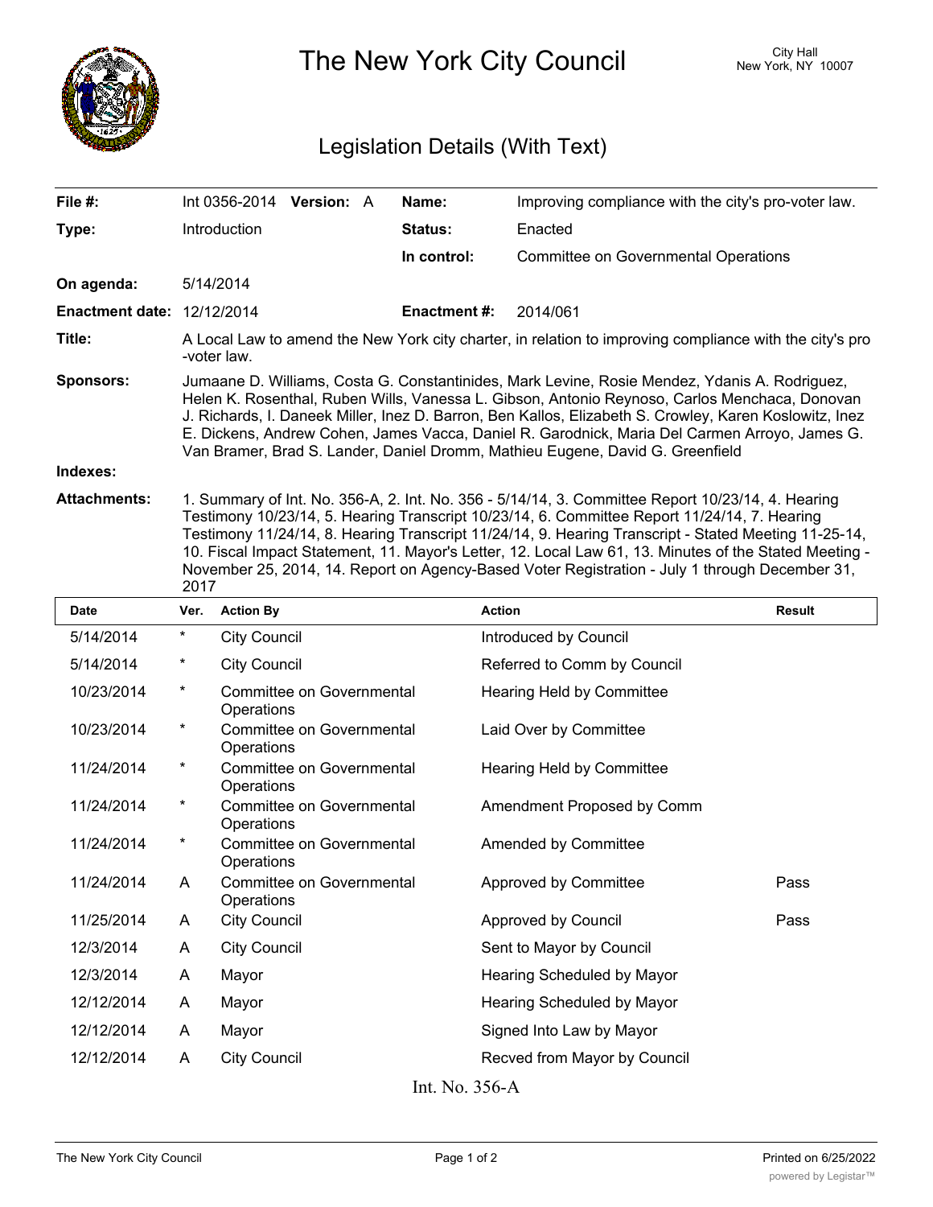# The New York City Council

City Hall
New York, NY 10007

## Legislation Details (With Text)

| | | | |
|---|---|---|---|
| **File #:** | Int 0356-2014 **Version:** A | **Name:** | Improving compliance with the city's pro-voter law. |
| **Type:** | Introduction | **Status:** | Enacted |
| | | **In control:** | Committee on Governmental Operations |
| **On agenda:** | 5/14/2014 | | |
| **Enactment date:** | 12/12/2014 | **Enactment #:** | 2014/061 |

**Title:** A Local Law to amend the New York city charter, in relation to improving compliance with the city's pro-voter law.

**Sponsors:** Jumaane D. Williams, Costa G. Constantinides, Mark Levine, Rosie Mendez, Ydanis A. Rodriguez, Helen K. Rosenthal, Ruben Wills, Vanessa L. Gibson, Antonio Reynoso, Carlos Menchaca, Donovan J. Richards, I. Daneek Miller, Inez D. Barron, Ben Kallos, Elizabeth S. Crowley, Karen Koslowitz, Inez E. Dickens, Andrew Cohen, James Vacca, Daniel R. Garodnick, Maria Del Carmen Arroyo, James G. Van Bramer, Brad S. Lander, Daniel Dromm, Mathieu Eugene, David G. Greenfield

**Indexes:**

**Attachments:** 1. Summary of Int. No. 356-A, 2. Int. No. 356 - 5/14/14, 3. Committee Report 10/23/14, 4. Hearing Testimony 10/23/14, 5. Hearing Transcript 10/23/14, 6. Committee Report 11/24/14, 7. Hearing Testimony 11/24/14, 8. Hearing Transcript 11/24/14, 9. Hearing Transcript - Stated Meeting 11-25-14, 10. Fiscal Impact Statement, 11. Mayor's Letter, 12. Local Law 61, 13. Minutes of the Stated Meeting - November 25, 2014, 14. Report on Agency-Based Voter Registration - July 1 through December 31, 2017

| Date | Ver. | Action By | Action | Result |
|---|---|---|---|---|
| 5/14/2014 | * | City Council | Introduced by Council | |
| 5/14/2014 | * | City Council | Referred to Comm by Council | |
| 10/23/2014 | * | Committee on Governmental Operations | Hearing Held by Committee | |
| 10/23/2014 | * | Committee on Governmental Operations | Laid Over by Committee | |
| 11/24/2014 | * | Committee on Governmental Operations | Hearing Held by Committee | |
| 11/24/2014 | * | Committee on Governmental Operations | Amendment Proposed by Comm | |
| 11/24/2014 | * | Committee on Governmental Operations | Amended by Committee | |
| 11/24/2014 | A | Committee on Governmental Operations | Approved by Committee | Pass |
| 11/25/2014 | A | City Council | Approved by Council | Pass |
| 12/3/2014 | A | City Council | Sent to Mayor by Council | |
| 12/3/2014 | A | Mayor | Hearing Scheduled by Mayor | |
| 12/12/2014 | A | Mayor | Hearing Scheduled by Mayor | |
| 12/12/2014 | A | Mayor | Signed Into Law by Mayor | |
| 12/12/2014 | A | City Council | Recved from Mayor by Council | |

Int. No. 356-A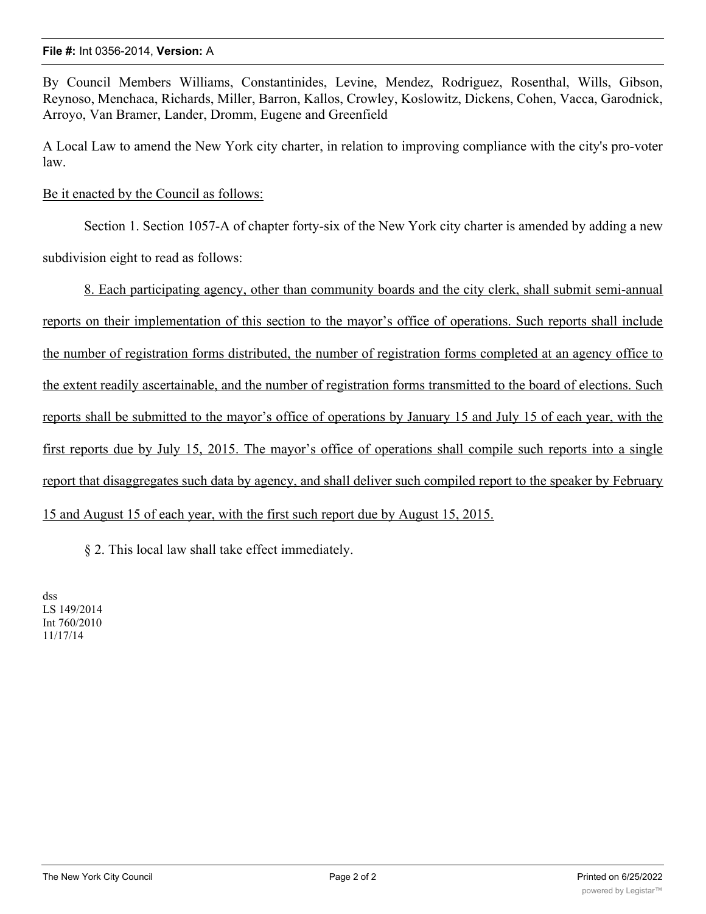**File #:** Int 0356-2014, **Version:** A

By Council Members Williams, Constantinides, Levine, Mendez, Rodriguez, Rosenthal, Wills, Gibson, Reynoso, Menchaca, Richards, Miller, Barron, Kallos, Crowley, Koslowitz, Dickens, Cohen, Vacca, Garodnick, Arroyo, Van Bramer, Lander, Dromm, Eugene and Greenfield

A Local Law to amend the New York city charter, in relation to improving compliance with the city's pro-voter law.

Be it enacted by the Council as follows:

Section 1. Section 1057-A of chapter forty-six of the New York city charter is amended by adding a new subdivision eight to read as follows:

8. Each participating agency, other than community boards and the city clerk, shall submit semi-annual reports on their implementation of this section to the mayor's office of operations. Such reports shall include the number of registration forms distributed, the number of registration forms completed at an agency office to the extent readily ascertainable, and the number of registration forms transmitted to the board of elections. Such reports shall be submitted to the mayor's office of operations by January 15 and July 15 of each year, with the first reports due by July 15, 2015. The mayor's office of operations shall compile such reports into a single report that disaggregates such data by agency, and shall deliver such compiled report to the speaker by February 15 and August 15 of each year, with the first such report due by August 15, 2015.

§ 2. This local law shall take effect immediately.

dss
LS 149/2014
Int 760/2010
11/17/14